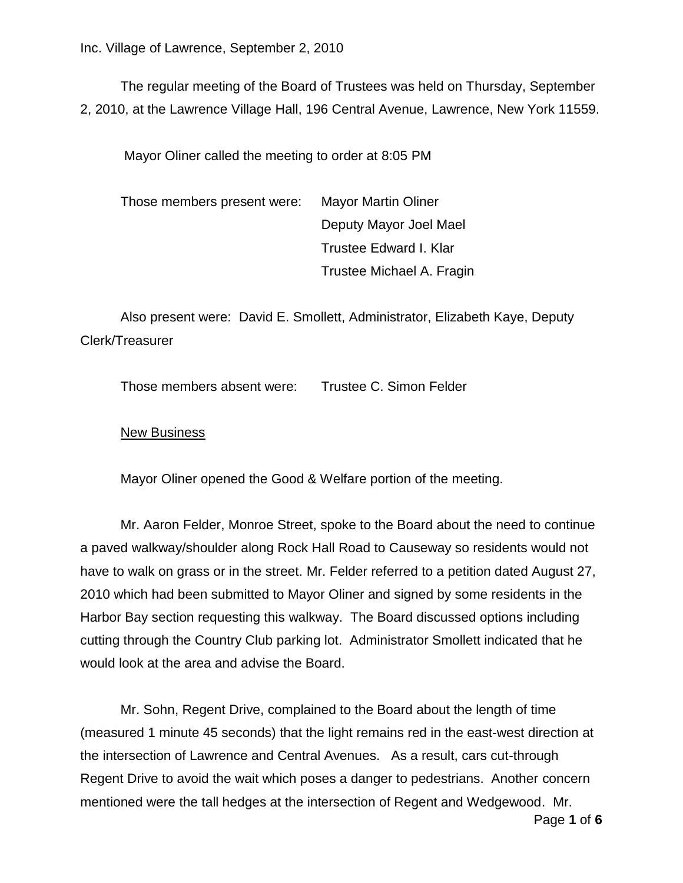Inc. Village of Lawrence, September 2, 2010

The regular meeting of the Board of Trustees was held on Thursday, September 2, 2010, at the Lawrence Village Hall, 196 Central Avenue, Lawrence, New York 11559.

Mayor Oliner called the meeting to order at 8:05 PM

Those members present were: Mayor Martin Oliner
Deputy Mayor Joel Mael
Trustee Edward I. Klar
Trustee Michael A. Fragin

Also present were: David E. Smollett, Administrator, Elizabeth Kaye, Deputy Clerk/Treasurer

Those members absent were: Trustee C. Simon Felder

New Business

Mayor Oliner opened the Good & Welfare portion of the meeting.

Mr. Aaron Felder, Monroe Street, spoke to the Board about the need to continue a paved walkway/shoulder along Rock Hall Road to Causeway so residents would not have to walk on grass or in the street. Mr. Felder referred to a petition dated August 27, 2010 which had been submitted to Mayor Oliner and signed by some residents in the Harbor Bay section requesting this walkway. The Board discussed options including cutting through the Country Club parking lot. Administrator Smollett indicated that he would look at the area and advise the Board.

Mr. Sohn, Regent Drive, complained to the Board about the length of time (measured 1 minute 45 seconds) that the light remains red in the east-west direction at the intersection of Lawrence and Central Avenues. As a result, cars cut-through Regent Drive to avoid the wait which poses a danger to pedestrians. Another concern mentioned were the tall hedges at the intersection of Regent and Wedgewood. Mr.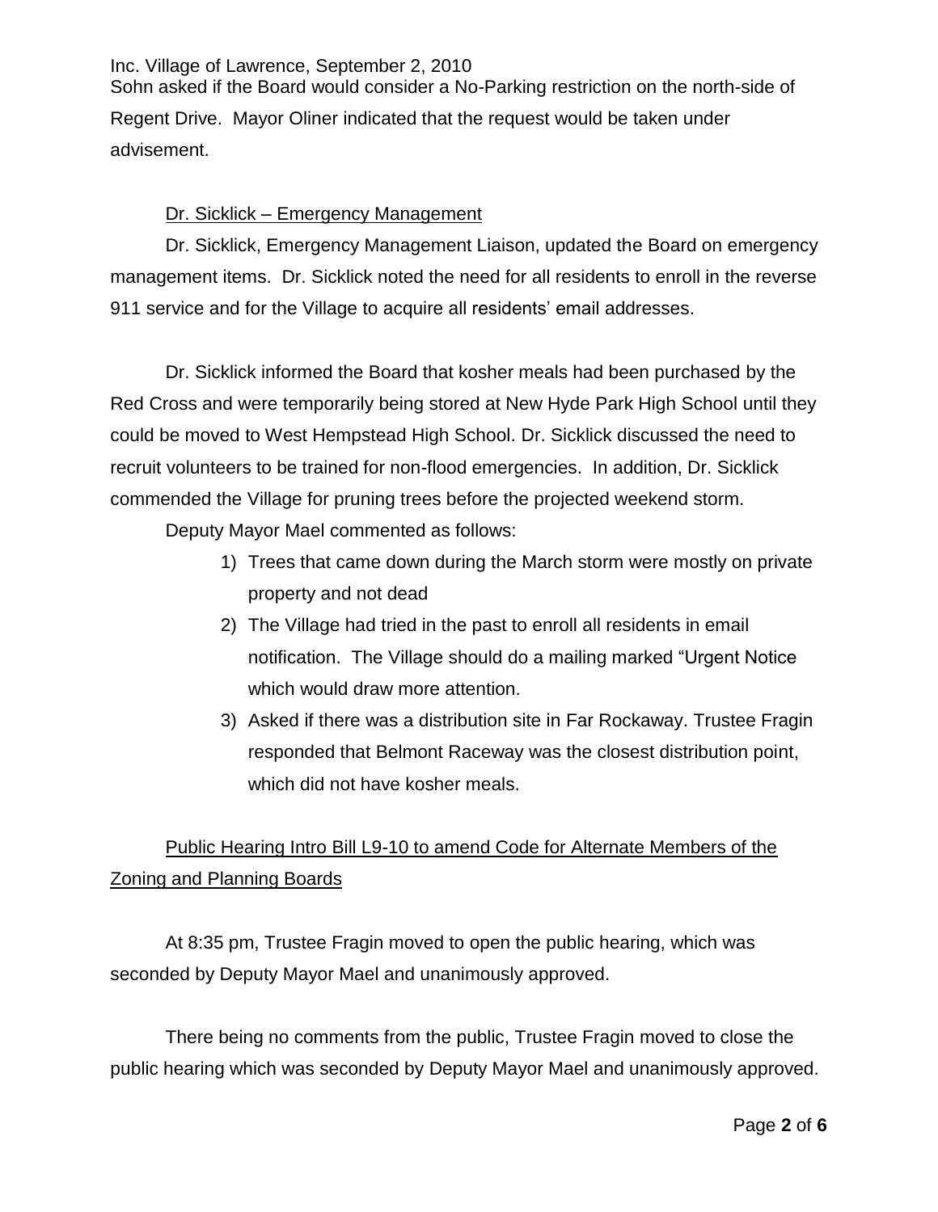Sohn asked if the Board would consider a No-Parking restriction on the north-side of Regent Drive. Mayor Oliner indicated that the request would be taken under advisement.

Dr. Sicklick – Emergency Management

Dr. Sicklick, Emergency Management Liaison, updated the Board on emergency management items. Dr. Sicklick noted the need for all residents to enroll in the reverse 911 service and for the Village to acquire all residents' email addresses.

Dr. Sicklick informed the Board that kosher meals had been purchased by the Red Cross and were temporarily being stored at New Hyde Park High School until they could be moved to West Hempstead High School. Dr. Sicklick discussed the need to recruit volunteers to be trained for non-flood emergencies. In addition, Dr. Sicklick commended the Village for pruning trees before the projected weekend storm.

Deputy Mayor Mael commented as follows:

1) Trees that came down during the March storm were mostly on private property and not dead
2) The Village had tried in the past to enroll all residents in email notification. The Village should do a mailing marked "Urgent Notice which would draw more attention.
3) Asked if there was a distribution site in Far Rockaway. Trustee Fragin responded that Belmont Raceway was the closest distribution point, which did not have kosher meals.

Public Hearing Intro Bill L9-10 to amend Code for Alternate Members of the Zoning and Planning Boards

At 8:35 pm, Trustee Fragin moved to open the public hearing, which was seconded by Deputy Mayor Mael and unanimously approved.

There being no comments from the public, Trustee Fragin moved to close the public hearing which was seconded by Deputy Mayor Mael and unanimously approved.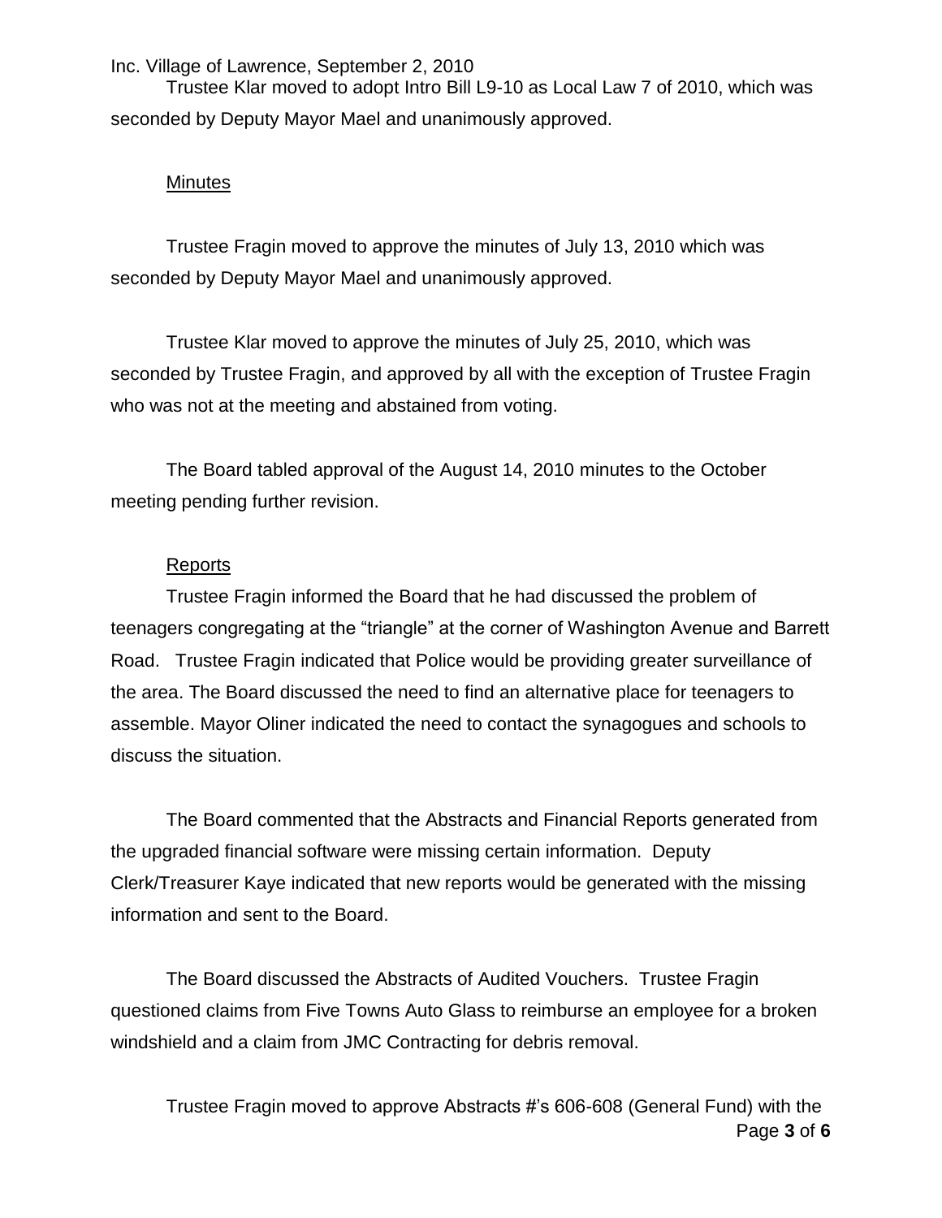Trustee Klar moved to adopt Intro Bill L9-10 as Local Law 7 of 2010, which was seconded by Deputy Mayor Mael and unanimously approved.

## Minutes

Trustee Fragin moved to approve the minutes of July 13, 2010 which was seconded by Deputy Mayor Mael and unanimously approved.

Trustee Klar moved to approve the minutes of July 25, 2010, which was seconded by Trustee Fragin, and approved by all with the exception of Trustee Fragin who was not at the meeting and abstained from voting.

The Board tabled approval of the August 14, 2010 minutes to the October meeting pending further revision.

## Reports

Trustee Fragin informed the Board that he had discussed the problem of teenagers congregating at the "triangle" at the corner of Washington Avenue and Barrett Road. Trustee Fragin indicated that Police would be providing greater surveillance of the area. The Board discussed the need to find an alternative place for teenagers to assemble. Mayor Oliner indicated the need to contact the synagogues and schools to discuss the situation.

The Board commented that the Abstracts and Financial Reports generated from the upgraded financial software were missing certain information. Deputy Clerk/Treasurer Kaye indicated that new reports would be generated with the missing information and sent to the Board.

The Board discussed the Abstracts of Audited Vouchers. Trustee Fragin questioned claims from Five Towns Auto Glass to reimburse an employee for a broken windshield and a claim from JMC Contracting for debris removal.

Trustee Fragin moved to approve Abstracts #'s 606-608 (General Fund) with the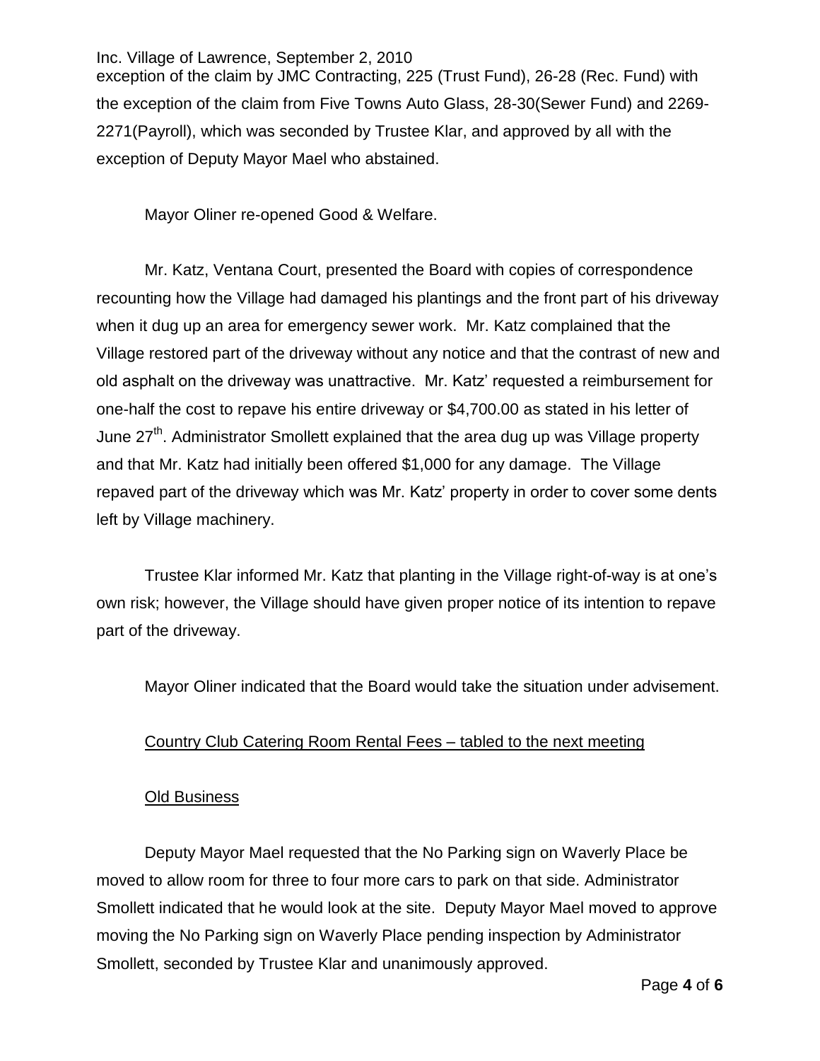exception of the claim by JMC Contracting, 225 (Trust Fund), 26-28 (Rec. Fund) with the exception of the claim from Five Towns Auto Glass, 28-30(Sewer Fund) and 2269-2271(Payroll), which was seconded by Trustee Klar, and approved by all with the exception of Deputy Mayor Mael who abstained.

Mayor Oliner re-opened Good & Welfare.

Mr. Katz, Ventana Court, presented the Board with copies of correspondence recounting how the Village had damaged his plantings and the front part of his driveway when it dug up an area for emergency sewer work. Mr. Katz complained that the Village restored part of the driveway without any notice and that the contrast of new and old asphalt on the driveway was unattractive. Mr. Katz' requested a reimbursement for one-half the cost to repave his entire driveway or $4,700.00 as stated in his letter of June 27th. Administrator Smollett explained that the area dug up was Village property and that Mr. Katz had initially been offered $1,000 for any damage. The Village repaved part of the driveway which was Mr. Katz' property in order to cover some dents left by Village machinery.

Trustee Klar informed Mr. Katz that planting in the Village right-of-way is at one's own risk; however, the Village should have given proper notice of its intention to repave part of the driveway.

Mayor Oliner indicated that the Board would take the situation under advisement.

<u>Country Club Catering Room Rental Fees – tabled to the next meeting</u>

<u>Old Business</u>

Deputy Mayor Mael requested that the No Parking sign on Waverly Place be moved to allow room for three to four more cars to park on that side. Administrator Smollett indicated that he would look at the site. Deputy Mayor Mael moved to approve moving the No Parking sign on Waverly Place pending inspection by Administrator Smollett, seconded by Trustee Klar and unanimously approved.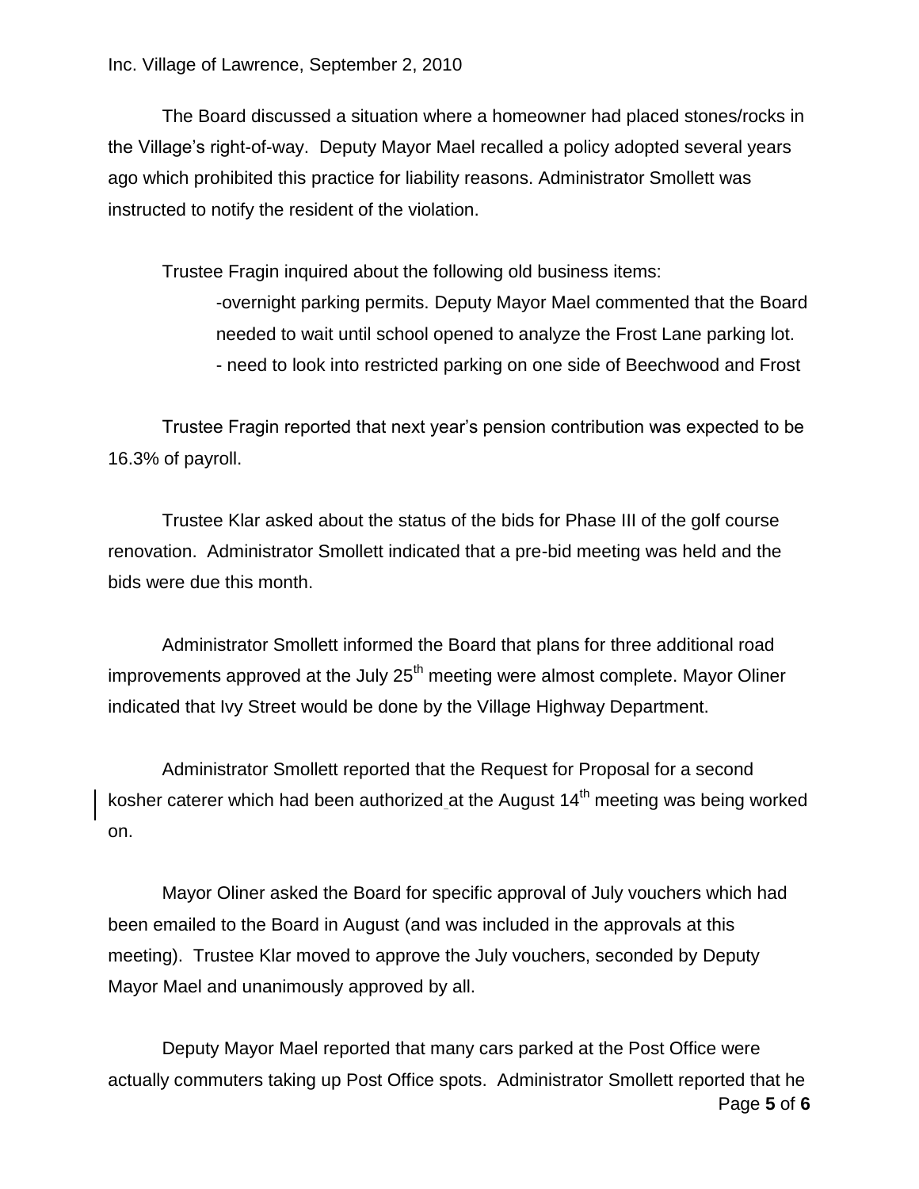The Board discussed a situation where a homeowner had placed stones/rocks in the Village's right-of-way. Deputy Mayor Mael recalled a policy adopted several years ago which prohibited this practice for liability reasons. Administrator Smollett was instructed to notify the resident of the violation.

Trustee Fragin inquired about the following old business items:

-overnight parking permits. Deputy Mayor Mael commented that the Board needed to wait until school opened to analyze the Frost Lane parking lot.

- need to look into restricted parking on one side of Beechwood and Frost

Trustee Fragin reported that next year's pension contribution was expected to be 16.3% of payroll.

Trustee Klar asked about the status of the bids for Phase III of the golf course renovation. Administrator Smollett indicated that a pre-bid meeting was held and the bids were due this month.

Administrator Smollett informed the Board that plans for three additional road improvements approved at the July 25th meeting were almost complete. Mayor Oliner indicated that Ivy Street would be done by the Village Highway Department.

Administrator Smollett reported that the Request for Proposal for a second kosher caterer which had been authorized at the August 14th meeting was being worked on.

Mayor Oliner asked the Board for specific approval of July vouchers which had been emailed to the Board in August (and was included in the approvals at this meeting). Trustee Klar moved to approve the July vouchers, seconded by Deputy Mayor Mael and unanimously approved by all.

Deputy Mayor Mael reported that many cars parked at the Post Office were actually commuters taking up Post Office spots. Administrator Smollett reported that he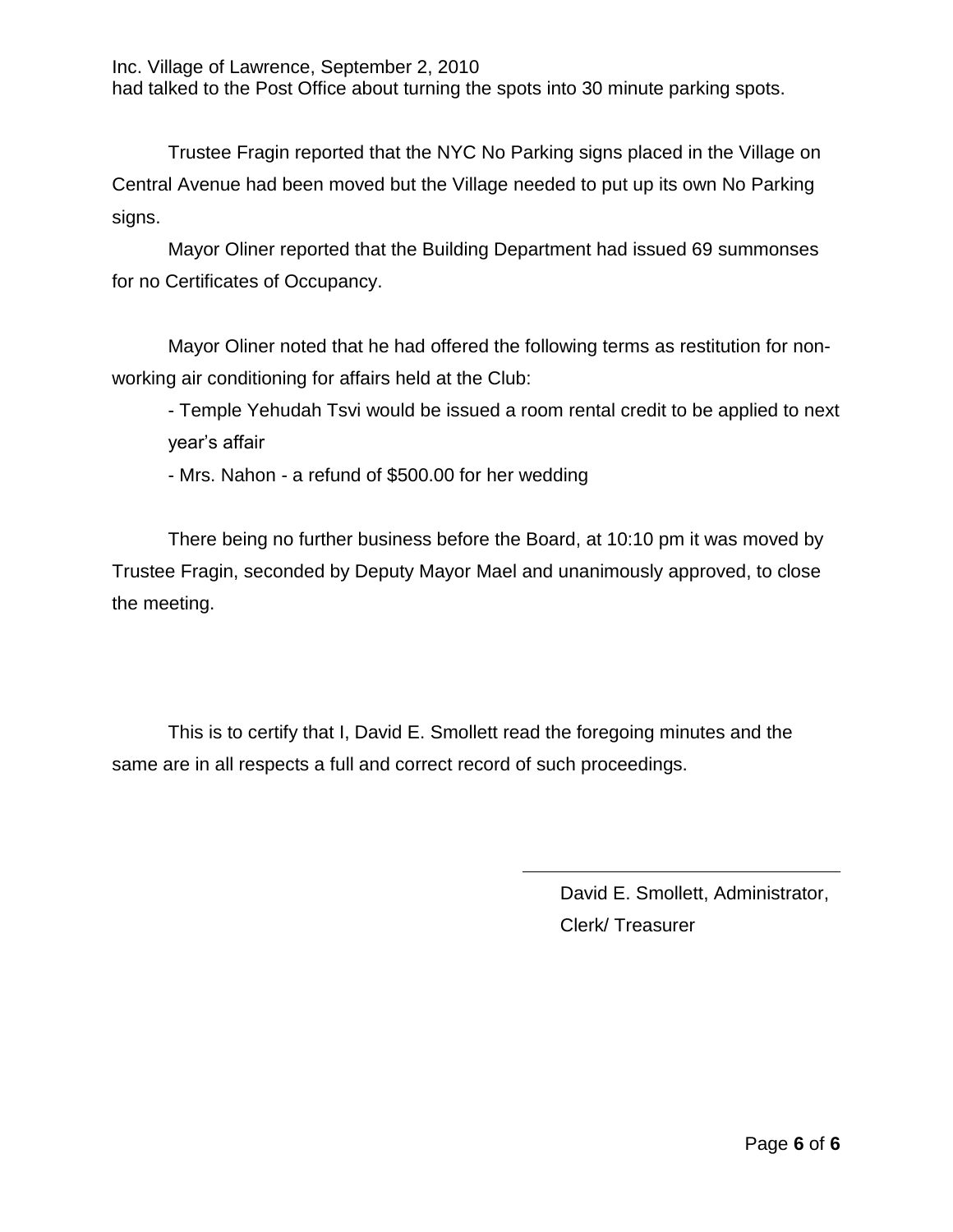had talked to the Post Office about turning the spots into 30 minute parking spots.

Trustee Fragin reported that the NYC No Parking signs placed in the Village on Central Avenue had been moved but the Village needed to put up its own No Parking signs.

Mayor Oliner reported that the Building Department had issued 69 summonses for no Certificates of Occupancy.

Mayor Oliner noted that he had offered the following terms as restitution for non-working air conditioning for affairs held at the Club:

- Temple Yehudah Tsvi would be issued a room rental credit to be applied to next year's affair
- Mrs. Nahon - a refund of $500.00 for her wedding

There being no further business before the Board, at 10:10 pm it was moved by Trustee Fragin, seconded by Deputy Mayor Mael and unanimously approved, to close the meeting.

This is to certify that I, David E. Smollett read the foregoing minutes and the same are in all respects a full and correct record of such proceedings.

\_\_\_\_\_\_\_\_\_\_\_\_\_\_\_\_\_\_\_\_\_\_\_\_\_\_\_\_\_\_\_\_

David E. Smollett, Administrator,
Clerk/ Treasurer